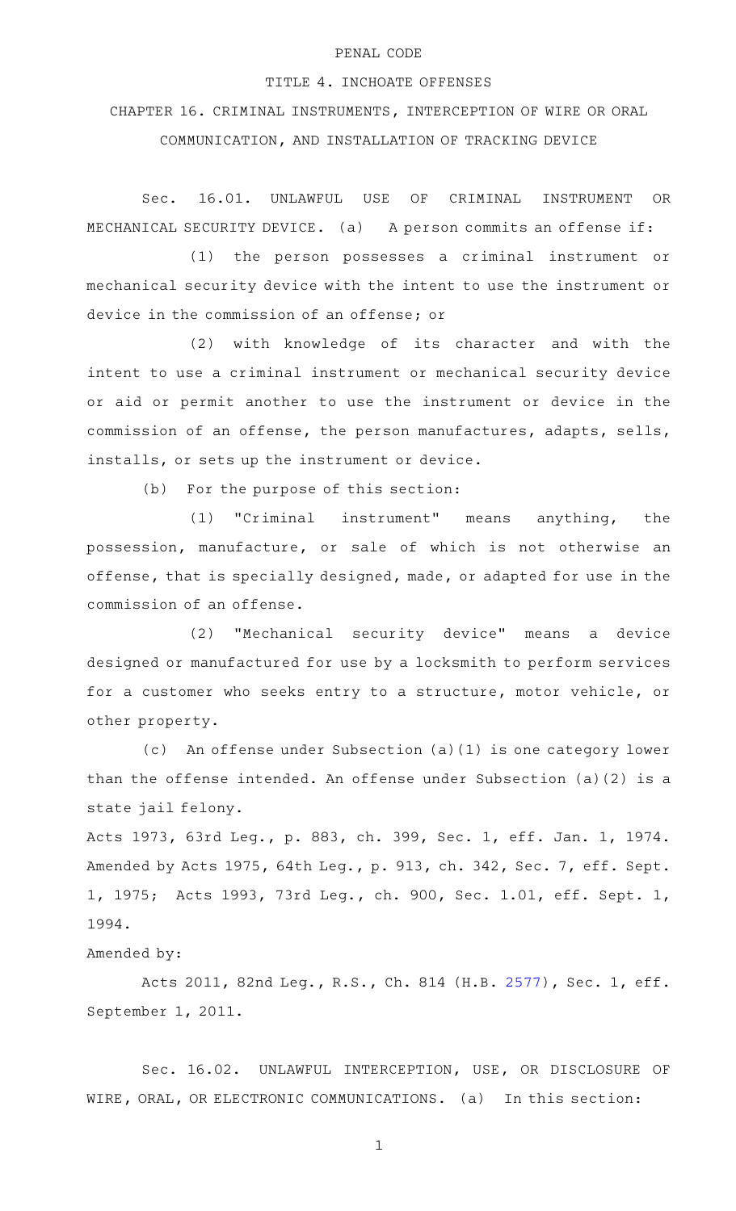PENAL CODE

TITLE 4. INCHOATE OFFENSES

CHAPTER 16. CRIMINAL INSTRUMENTS, INTERCEPTION OF WIRE OR ORAL COMMUNICATION, AND INSTALLATION OF TRACKING DEVICE

Sec. 16.01. UNLAWFUL USE OF CRIMINAL INSTRUMENT OR MECHANICAL SECURITY DEVICE. (a) A person commits an offense if:

(1) the person possesses a criminal instrument or mechanical security device with the intent to use the instrument or device in the commission of an offense; or

(2) with knowledge of its character and with the intent to use a criminal instrument or mechanical security device or aid or permit another to use the instrument or device in the commission of an offense, the person manufactures, adapts, sells, installs, or sets up the instrument or device.

(b) For the purpose of this section:

(1) "Criminal instrument" means anything, the possession, manufacture, or sale of which is not otherwise an offense, that is specially designed, made, or adapted for use in the commission of an offense.

(2) "Mechanical security device" means a device designed or manufactured for use by a locksmith to perform services for a customer who seeks entry to a structure, motor vehicle, or other property.

(c) An offense under Subsection (a)(1) is one category lower than the offense intended. An offense under Subsection (a)(2) is a state jail felony.

Acts 1973, 63rd Leg., p. 883, ch. 399, Sec. 1, eff. Jan. 1, 1974. Amended by Acts 1975, 64th Leg., p. 913, ch. 342, Sec. 7, eff. Sept. 1, 1975; Acts 1993, 73rd Leg., ch. 900, Sec. 1.01, eff. Sept. 1, 1994.

Amended by:

Acts 2011, 82nd Leg., R.S., Ch. 814 (H.B. 2577), Sec. 1, eff. September 1, 2011.

Sec. 16.02. UNLAWFUL INTERCEPTION, USE, OR DISCLOSURE OF WIRE, ORAL, OR ELECTRONIC COMMUNICATIONS. (a) In this section: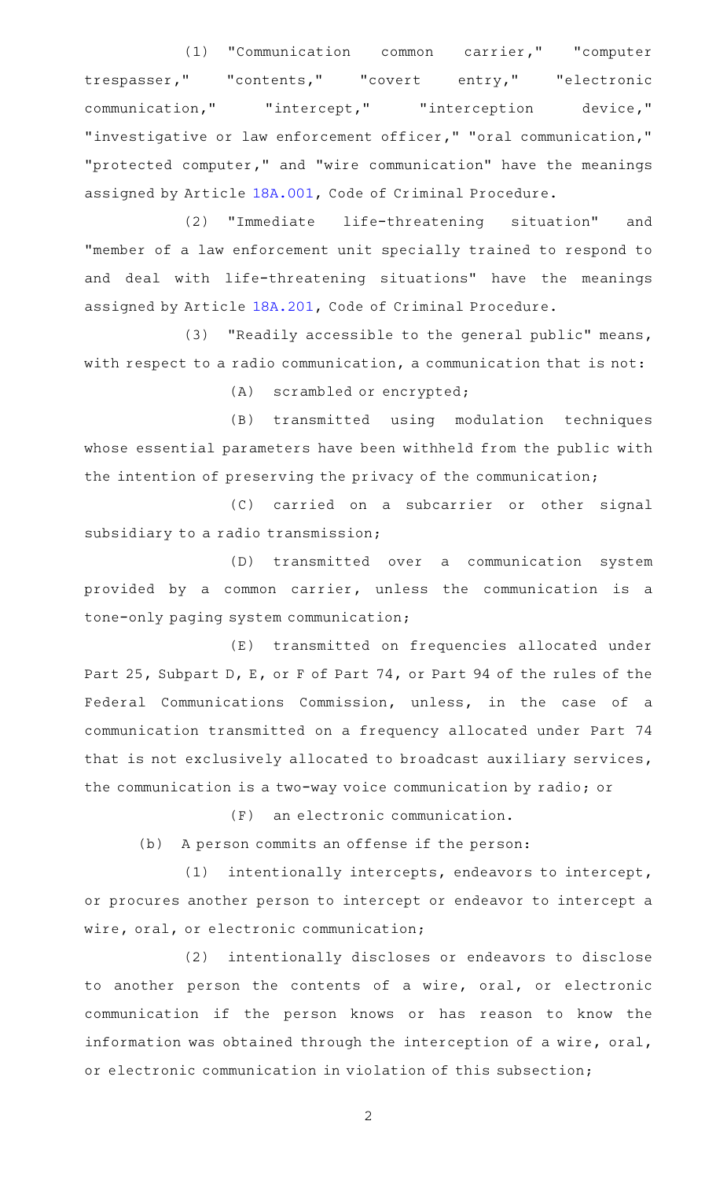(1) "Communication common carrier," "computer trespasser," "contents," "covert entry," "electronic communication," "intercept," "interception device," "investigative or law enforcement officer," "oral communication," "protected computer," and "wire communication" have the meanings assigned by Article 18A.001, Code of Criminal Procedure.

(2) "Immediate life-threatening situation" and "member of a law enforcement unit specially trained to respond to and deal with life-threatening situations" have the meanings assigned by Article 18A.201, Code of Criminal Procedure.

(3) "Readily accessible to the general public" means, with respect to a radio communication, a communication that is not:

(A) scrambled or encrypted;

(B) transmitted using modulation techniques whose essential parameters have been withheld from the public with the intention of preserving the privacy of the communication;

(C) carried on a subcarrier or other signal subsidiary to a radio transmission;

(D) transmitted over a communication system provided by a common carrier, unless the communication is a tone-only paging system communication;

(E) transmitted on frequencies allocated under Part 25, Subpart D, E, or F of Part 74, or Part 94 of the rules of the Federal Communications Commission, unless, in the case of a communication transmitted on a frequency allocated under Part 74 that is not exclusively allocated to broadcast auxiliary services, the communication is a two-way voice communication by radio; or

(F) an electronic communication.

(b) A person commits an offense if the person:

(1) intentionally intercepts, endeavors to intercept, or procures another person to intercept or endeavor to intercept a wire, oral, or electronic communication;

(2) intentionally discloses or endeavors to disclose to another person the contents of a wire, oral, or electronic communication if the person knows or has reason to know the information was obtained through the interception of a wire, oral, or electronic communication in violation of this subsection;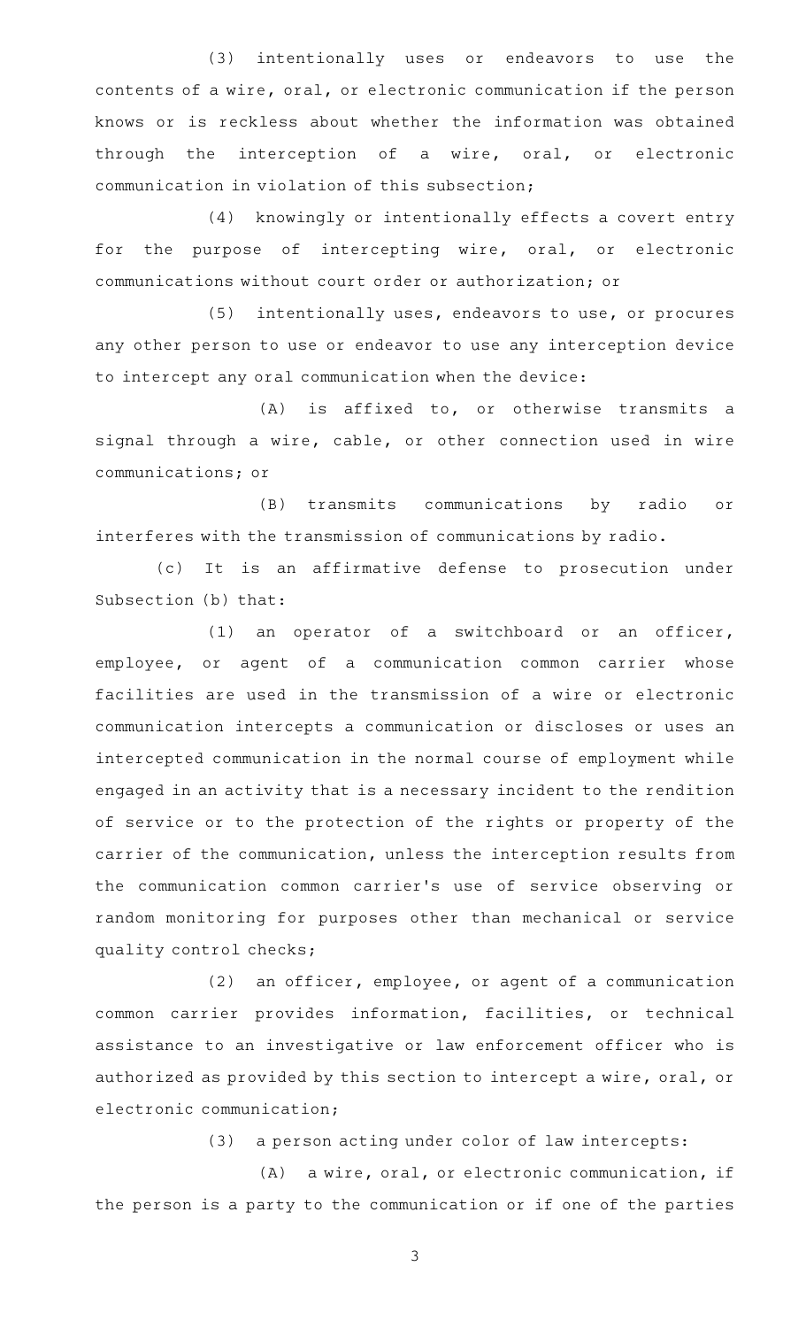(3) intentionally uses or endeavors to use the contents of a wire, oral, or electronic communication if the person knows or is reckless about whether the information was obtained through the interception of a wire, oral, or electronic communication in violation of this subsection;

(4) knowingly or intentionally effects a covert entry for the purpose of intercepting wire, oral, or electronic communications without court order or authorization; or

(5) intentionally uses, endeavors to use, or procures any other person to use or endeavor to use any interception device to intercept any oral communication when the device:

(A) is affixed to, or otherwise transmits a signal through a wire, cable, or other connection used in wire communications; or

(B) transmits communications by radio or interferes with the transmission of communications by radio.

(c) It is an affirmative defense to prosecution under Subsection (b) that:

(1) an operator of a switchboard or an officer, employee, or agent of a communication common carrier whose facilities are used in the transmission of a wire or electronic communication intercepts a communication or discloses or uses an intercepted communication in the normal course of employment while engaged in an activity that is a necessary incident to the rendition of service or to the protection of the rights or property of the carrier of the communication, unless the interception results from the communication common carrier's use of service observing or random monitoring for purposes other than mechanical or service quality control checks;

(2) an officer, employee, or agent of a communication common carrier provides information, facilities, or technical assistance to an investigative or law enforcement officer who is authorized as provided by this section to intercept a wire, oral, or electronic communication;

(3) a person acting under color of law intercepts:

(A) a wire, oral, or electronic communication, if the person is a party to the communication or if one of the parties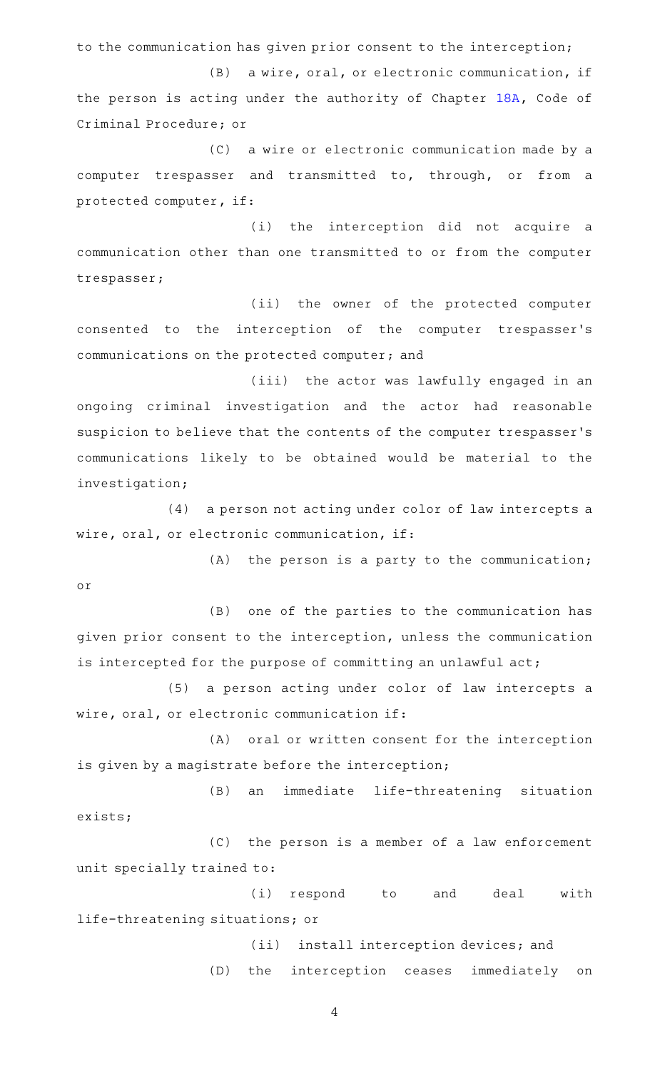to the communication has given prior consent to the interception;

(B) a wire, oral, or electronic communication, if the person is acting under the authority of Chapter 18A, Code of Criminal Procedure; or

(C) a wire or electronic communication made by a computer trespasser and transmitted to, through, or from a protected computer, if:

(i) the interception did not acquire a communication other than one transmitted to or from the computer trespasser;

(ii) the owner of the protected computer consented to the interception of the computer trespasser's communications on the protected computer; and

(iii) the actor was lawfully engaged in an ongoing criminal investigation and the actor had reasonable suspicion to believe that the contents of the computer trespasser's communications likely to be obtained would be material to the investigation;

(4) a person not acting under color of law intercepts a wire, oral, or electronic communication, if:

(A) the person is a party to the communication; or

(B) one of the parties to the communication has given prior consent to the interception, unless the communication is intercepted for the purpose of committing an unlawful act;

(5) a person acting under color of law intercepts a wire, oral, or electronic communication if:

(A) oral or written consent for the interception is given by a magistrate before the interception;

(B) an immediate life-threatening situation exists;

(C) the person is a member of a law enforcement unit specially trained to:

(i) respond to and deal with life-threatening situations; or

(ii) install interception devices; and

(D) the interception ceases immediately on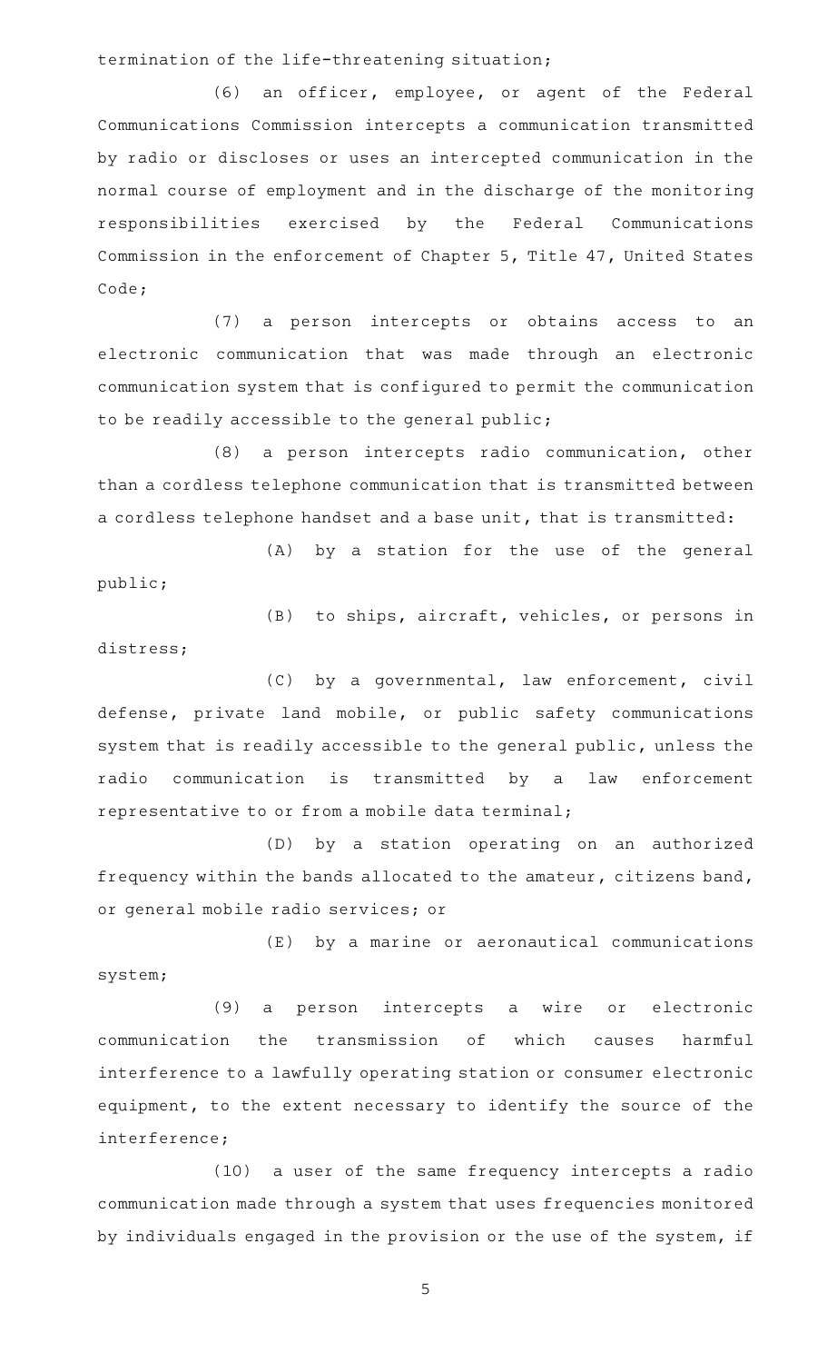termination of the life-threatening situation;

(6) an officer, employee, or agent of the Federal Communications Commission intercepts a communication transmitted by radio or discloses or uses an intercepted communication in the normal course of employment and in the discharge of the monitoring responsibilities exercised by the Federal Communications Commission in the enforcement of Chapter 5, Title 47, United States Code;

(7) a person intercepts or obtains access to an electronic communication that was made through an electronic communication system that is configured to permit the communication to be readily accessible to the general public;

(8) a person intercepts radio communication, other than a cordless telephone communication that is transmitted between a cordless telephone handset and a base unit, that is transmitted:

(A) by a station for the use of the general public;

(B) to ships, aircraft, vehicles, or persons in distress;

(C) by a governmental, law enforcement, civil defense, private land mobile, or public safety communications system that is readily accessible to the general public, unless the radio communication is transmitted by a law enforcement representative to or from a mobile data terminal;

(D) by a station operating on an authorized frequency within the bands allocated to the amateur, citizens band, or general mobile radio services; or

(E) by a marine or aeronautical communications system;

(9) a person intercepts a wire or electronic communication the transmission of which causes harmful interference to a lawfully operating station or consumer electronic equipment, to the extent necessary to identify the source of the interference;

(10) a user of the same frequency intercepts a radio communication made through a system that uses frequencies monitored by individuals engaged in the provision or the use of the system, if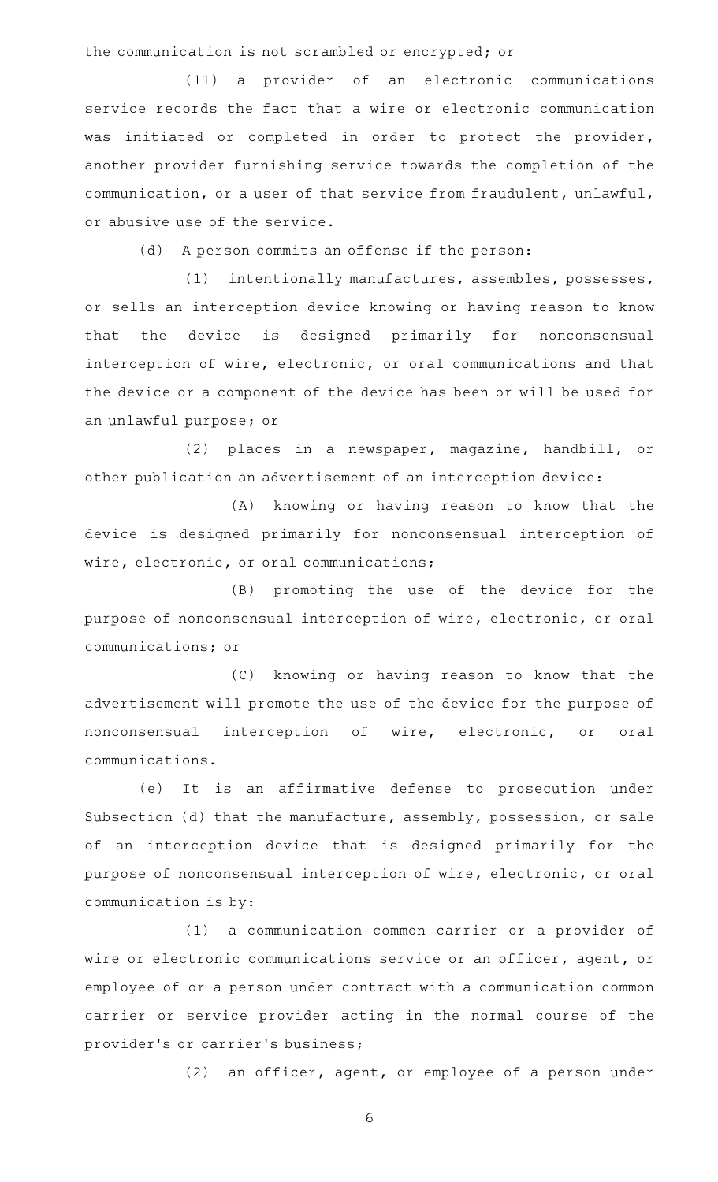the communication is not scrambled or encrypted; or

(11) a provider of an electronic communications service records the fact that a wire or electronic communication was initiated or completed in order to protect the provider, another provider furnishing service towards the completion of the communication, or a user of that service from fraudulent, unlawful, or abusive use of the service.

(d) A person commits an offense if the person:

(1) intentionally manufactures, assembles, possesses, or sells an interception device knowing or having reason to know that the device is designed primarily for nonconsensual interception of wire, electronic, or oral communications and that the device or a component of the device has been or will be used for an unlawful purpose; or

(2) places in a newspaper, magazine, handbill, or other publication an advertisement of an interception device:

(A) knowing or having reason to know that the device is designed primarily for nonconsensual interception of wire, electronic, or oral communications;

(B) promoting the use of the device for the purpose of nonconsensual interception of wire, electronic, or oral communications; or

(C) knowing or having reason to know that the advertisement will promote the use of the device for the purpose of nonconsensual interception of wire, electronic, or oral communications.

(e) It is an affirmative defense to prosecution under Subsection (d) that the manufacture, assembly, possession, or sale of an interception device that is designed primarily for the purpose of nonconsensual interception of wire, electronic, or oral communication is by:

(1) a communication common carrier or a provider of wire or electronic communications service or an officer, agent, or employee of or a person under contract with a communication common carrier or service provider acting in the normal course of the provider's or carrier's business;

(2) an officer, agent, or employee of a person under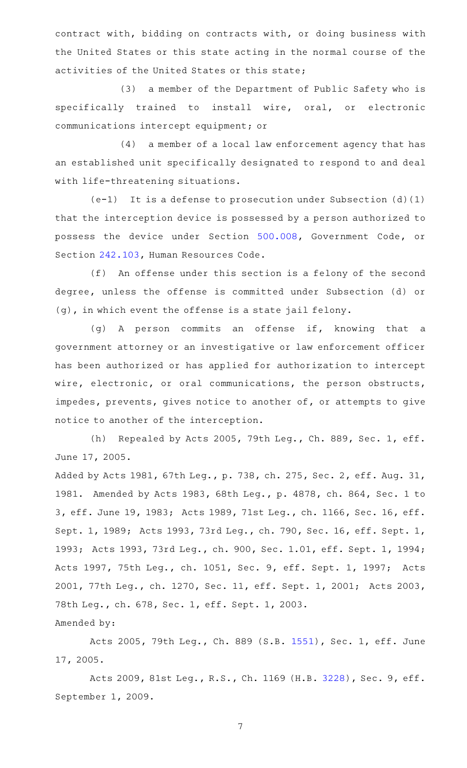contract with, bidding on contracts with, or doing business with the United States or this state acting in the normal course of the activities of the United States or this state;

(3) a member of the Department of Public Safety who is specifically trained to install wire, oral, or electronic communications intercept equipment; or

(4) a member of a local law enforcement agency that has an established unit specifically designated to respond to and deal with life-threatening situations.

(e-1) It is a defense to prosecution under Subsection (d)(1) that the interception device is possessed by a person authorized to possess the device under Section 500.008, Government Code, or Section 242.103, Human Resources Code.

(f) An offense under this section is a felony of the second degree, unless the offense is committed under Subsection (d) or (g), in which event the offense is a state jail felony.

(g) A person commits an offense if, knowing that a government attorney or an investigative or law enforcement officer has been authorized or has applied for authorization to intercept wire, electronic, or oral communications, the person obstructs, impedes, prevents, gives notice to another of, or attempts to give notice to another of the interception.

(h) Repealed by Acts 2005, 79th Leg., Ch. 889, Sec. 1, eff. June 17, 2005.

Added by Acts 1981, 67th Leg., p. 738, ch. 275, Sec. 2, eff. Aug. 31, 1981. Amended by Acts 1983, 68th Leg., p. 4878, ch. 864, Sec. 1 to 3, eff. June 19, 1983; Acts 1989, 71st Leg., ch. 1166, Sec. 16, eff. Sept. 1, 1989; Acts 1993, 73rd Leg., ch. 790, Sec. 16, eff. Sept. 1, 1993; Acts 1993, 73rd Leg., ch. 900, Sec. 1.01, eff. Sept. 1, 1994; Acts 1997, 75th Leg., ch. 1051, Sec. 9, eff. Sept. 1, 1997; Acts 2001, 77th Leg., ch. 1270, Sec. 11, eff. Sept. 1, 2001; Acts 2003, 78th Leg., ch. 678, Sec. 1, eff. Sept. 1, 2003.

Amended by:

Acts 2005, 79th Leg., Ch. 889 (S.B. 1551), Sec. 1, eff. June 17, 2005.

Acts 2009, 81st Leg., R.S., Ch. 1169 (H.B. 3228), Sec. 9, eff. September 1, 2009.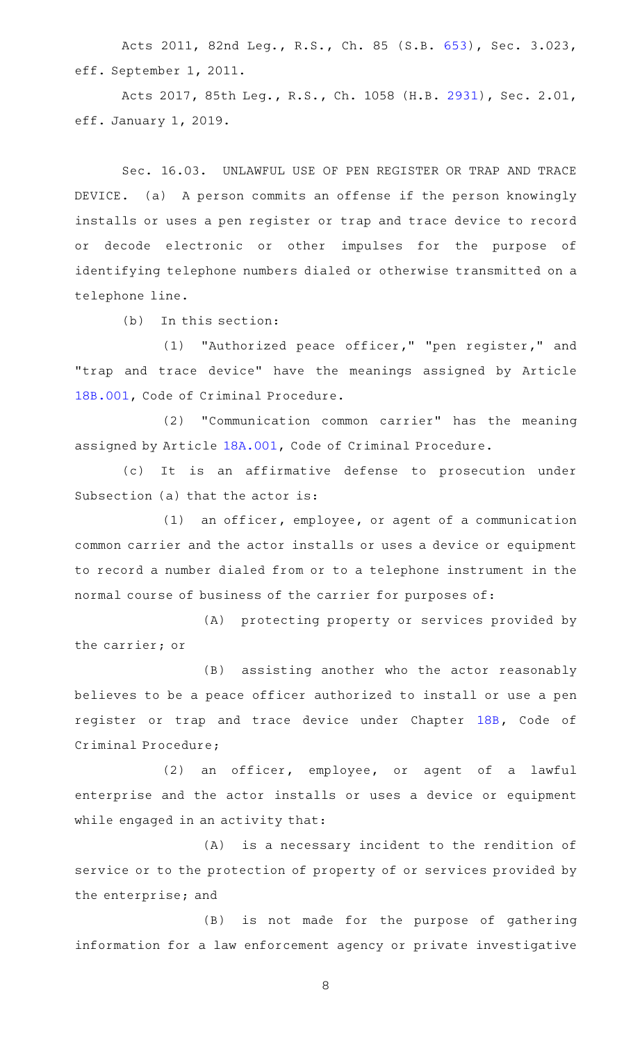Acts 2011, 82nd Leg., R.S., Ch. 85 (S.B. 653), Sec. 3.023, eff. September 1, 2011.

Acts 2017, 85th Leg., R.S., Ch. 1058 (H.B. 2931), Sec. 2.01, eff. January 1, 2019.

Sec. 16.03. UNLAWFUL USE OF PEN REGISTER OR TRAP AND TRACE DEVICE. (a) A person commits an offense if the person knowingly installs or uses a pen register or trap and trace device to record or decode electronic or other impulses for the purpose of identifying telephone numbers dialed or otherwise transmitted on a telephone line.

(b) In this section:

(1) "Authorized peace officer," "pen register," and "trap and trace device" have the meanings assigned by Article 18B.001, Code of Criminal Procedure.

(2) "Communication common carrier" has the meaning assigned by Article 18A.001, Code of Criminal Procedure.

(c) It is an affirmative defense to prosecution under Subsection (a) that the actor is:

(1) an officer, employee, or agent of a communication common carrier and the actor installs or uses a device or equipment to record a number dialed from or to a telephone instrument in the normal course of business of the carrier for purposes of:

(A) protecting property or services provided by the carrier; or

(B) assisting another who the actor reasonably believes to be a peace officer authorized to install or use a pen register or trap and trace device under Chapter 18B, Code of Criminal Procedure;

(2) an officer, employee, or agent of a lawful enterprise and the actor installs or uses a device or equipment while engaged in an activity that:

(A) is a necessary incident to the rendition of service or to the protection of property of or services provided by the enterprise; and

(B) is not made for the purpose of gathering information for a law enforcement agency or private investigative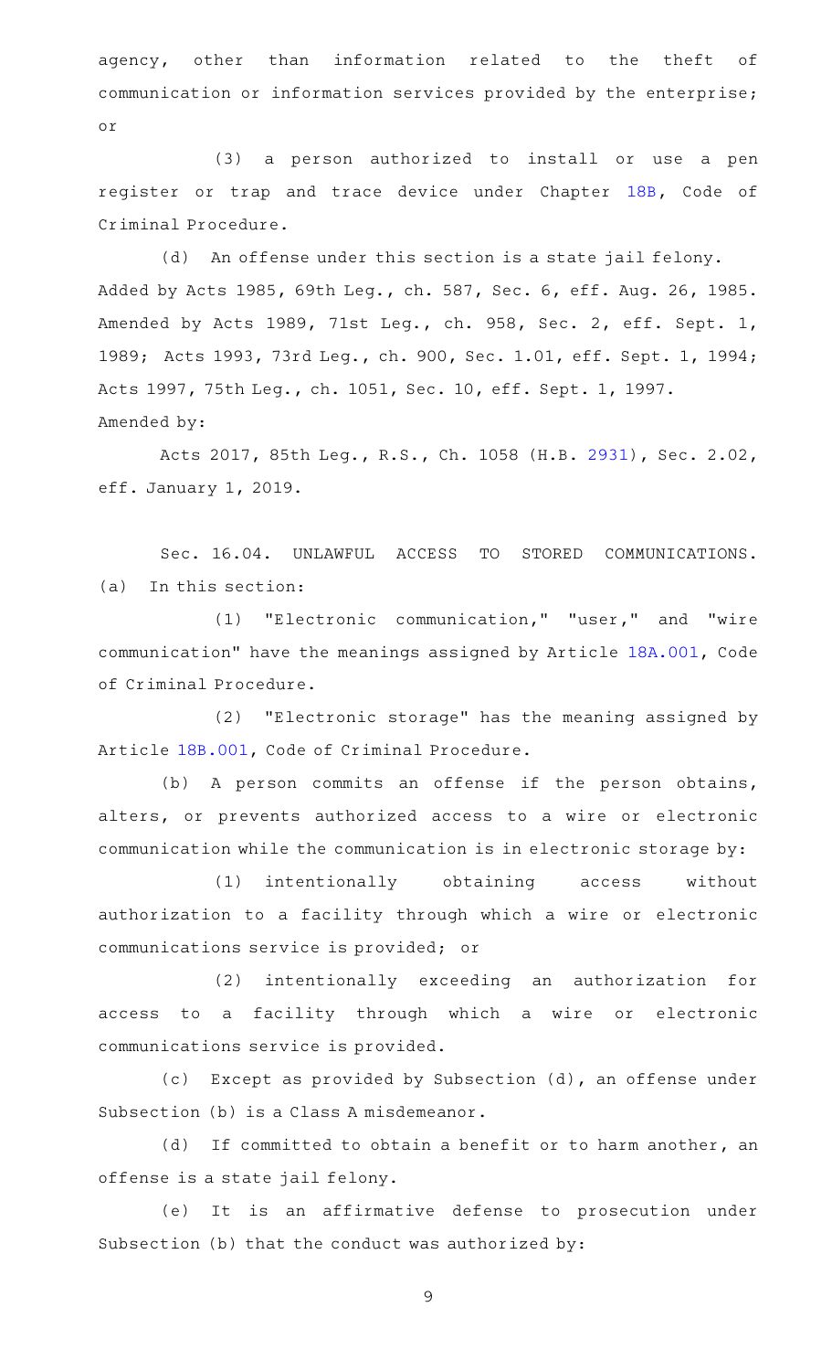agency, other than information related to the theft of communication or information services provided by the enterprise; or

(3) a person authorized to install or use a pen register or trap and trace device under Chapter 18B, Code of Criminal Procedure.

(d) An offense under this section is a state jail felony.

Added by Acts 1985, 69th Leg., ch. 587, Sec. 6, eff. Aug. 26, 1985. Amended by Acts 1989, 71st Leg., ch. 958, Sec. 2, eff. Sept. 1, 1989; Acts 1993, 73rd Leg., ch. 900, Sec. 1.01, eff. Sept. 1, 1994; Acts 1997, 75th Leg., ch. 1051, Sec. 10, eff. Sept. 1, 1997.

Amended by:

Acts 2017, 85th Leg., R.S., Ch. 1058 (H.B. 2931), Sec. 2.02, eff. January 1, 2019.

Sec. 16.04. UNLAWFUL ACCESS TO STORED COMMUNICATIONS. (a) In this section:

(1) "Electronic communication," "user," and "wire communication" have the meanings assigned by Article 18A.001, Code of Criminal Procedure.

(2) "Electronic storage" has the meaning assigned by Article 18B.001, Code of Criminal Procedure.

(b) A person commits an offense if the person obtains, alters, or prevents authorized access to a wire or electronic communication while the communication is in electronic storage by:

(1) intentionally obtaining access without authorization to a facility through which a wire or electronic communications service is provided; or

(2) intentionally exceeding an authorization for access to a facility through which a wire or electronic communications service is provided.

(c) Except as provided by Subsection (d), an offense under Subsection (b) is a Class A misdemeanor.

(d) If committed to obtain a benefit or to harm another, an offense is a state jail felony.

(e) It is an affirmative defense to prosecution under Subsection (b) that the conduct was authorized by: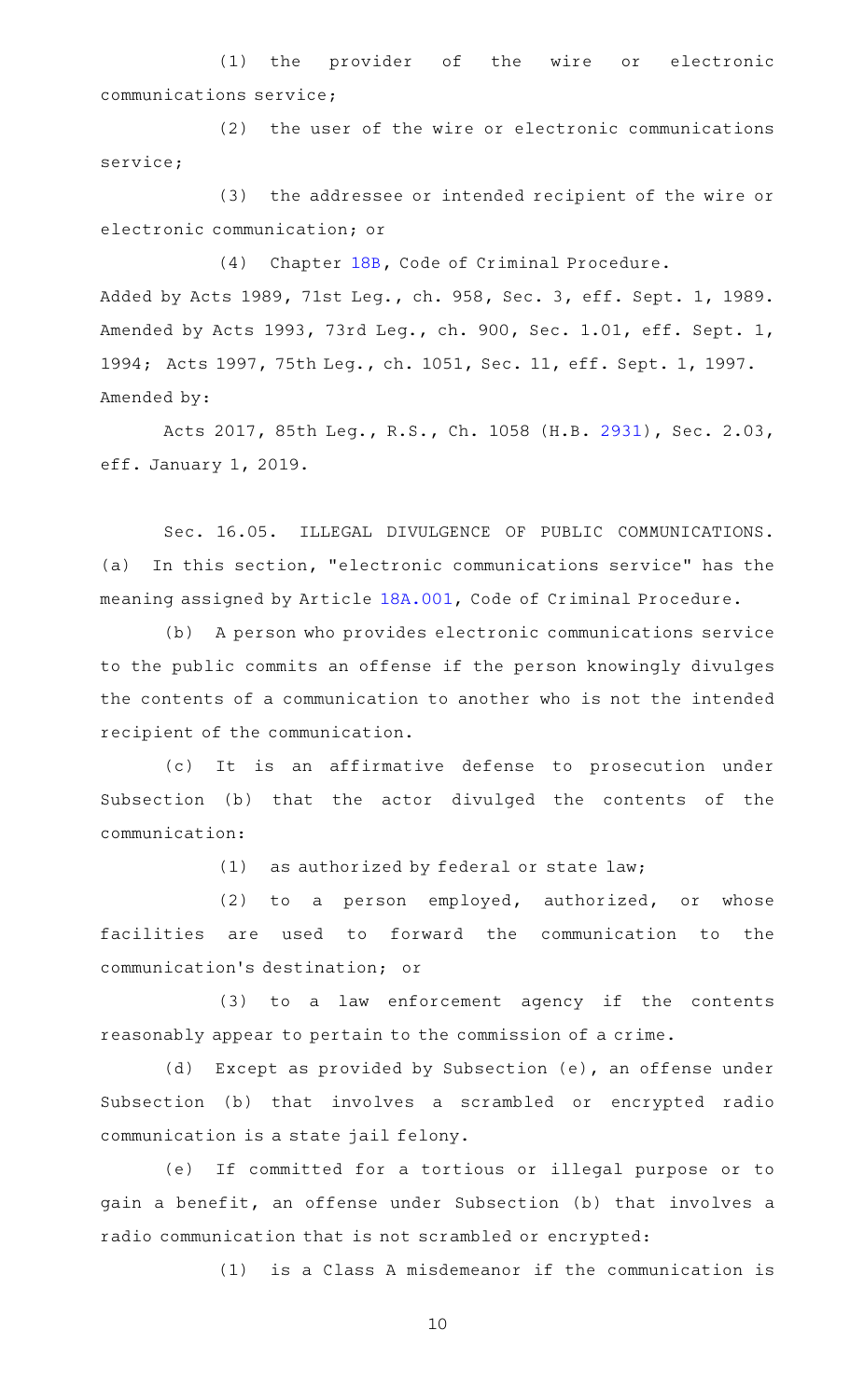(1) the provider of the wire or electronic communications service;

(2) the user of the wire or electronic communications service;

(3) the addressee or intended recipient of the wire or electronic communication; or

(4) Chapter 18B, Code of Criminal Procedure.

Added by Acts 1989, 71st Leg., ch. 958, Sec. 3, eff. Sept. 1, 1989. Amended by Acts 1993, 73rd Leg., ch. 900, Sec. 1.01, eff. Sept. 1, 1994; Acts 1997, 75th Leg., ch. 1051, Sec. 11, eff. Sept. 1, 1997.

Amended by:

Acts 2017, 85th Leg., R.S., Ch. 1058 (H.B. 2931), Sec. 2.03, eff. January 1, 2019.

Sec. 16.05. ILLEGAL DIVULGENCE OF PUBLIC COMMUNICATIONS. (a) In this section, "electronic communications service" has the meaning assigned by Article 18A.001, Code of Criminal Procedure.

(b) A person who provides electronic communications service to the public commits an offense if the person knowingly divulges the contents of a communication to another who is not the intended recipient of the communication.

(c) It is an affirmative defense to prosecution under Subsection (b) that the actor divulged the contents of the communication:

(1) as authorized by federal or state law;

(2) to a person employed, authorized, or whose facilities are used to forward the communication to the communication's destination; or

(3) to a law enforcement agency if the contents reasonably appear to pertain to the commission of a crime.

(d) Except as provided by Subsection (e), an offense under Subsection (b) that involves a scrambled or encrypted radio communication is a state jail felony.

(e) If committed for a tortious or illegal purpose or to gain a benefit, an offense under Subsection (b) that involves a radio communication that is not scrambled or encrypted:

(1) is a Class A misdemeanor if the communication is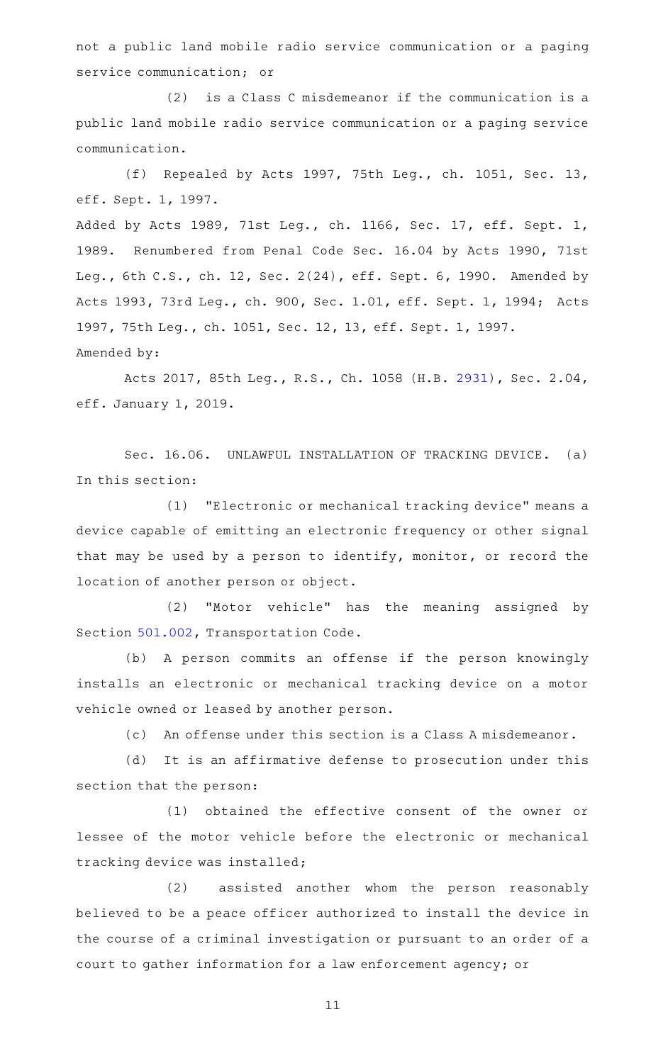not a public land mobile radio service communication or a paging service communication; or

(2) is a Class C misdemeanor if the communication is a public land mobile radio service communication or a paging service communication.

(f) Repealed by Acts 1997, 75th Leg., ch. 1051, Sec. 13, eff. Sept. 1, 1997.

Added by Acts 1989, 71st Leg., ch. 1166, Sec. 17, eff. Sept. 1, 1989. Renumbered from Penal Code Sec. 16.04 by Acts 1990, 71st Leg., 6th C.S., ch. 12, Sec. 2(24), eff. Sept. 6, 1990. Amended by Acts 1993, 73rd Leg., ch. 900, Sec. 1.01, eff. Sept. 1, 1994; Acts 1997, 75th Leg., ch. 1051, Sec. 12, 13, eff. Sept. 1, 1997.

Amended by:

Acts 2017, 85th Leg., R.S., Ch. 1058 (H.B. 2931), Sec. 2.04, eff. January 1, 2019.

Sec. 16.06. UNLAWFUL INSTALLATION OF TRACKING DEVICE. (a) In this section:

(1) "Electronic or mechanical tracking device" means a device capable of emitting an electronic frequency or other signal that may be used by a person to identify, monitor, or record the location of another person or object.

(2) "Motor vehicle" has the meaning assigned by Section 501.002, Transportation Code.

(b) A person commits an offense if the person knowingly installs an electronic or mechanical tracking device on a motor vehicle owned or leased by another person.

(c) An offense under this section is a Class A misdemeanor.

(d) It is an affirmative defense to prosecution under this section that the person:

(1) obtained the effective consent of the owner or lessee of the motor vehicle before the electronic or mechanical tracking device was installed;

(2) assisted another whom the person reasonably believed to be a peace officer authorized to install the device in the course of a criminal investigation or pursuant to an order of a court to gather information for a law enforcement agency; or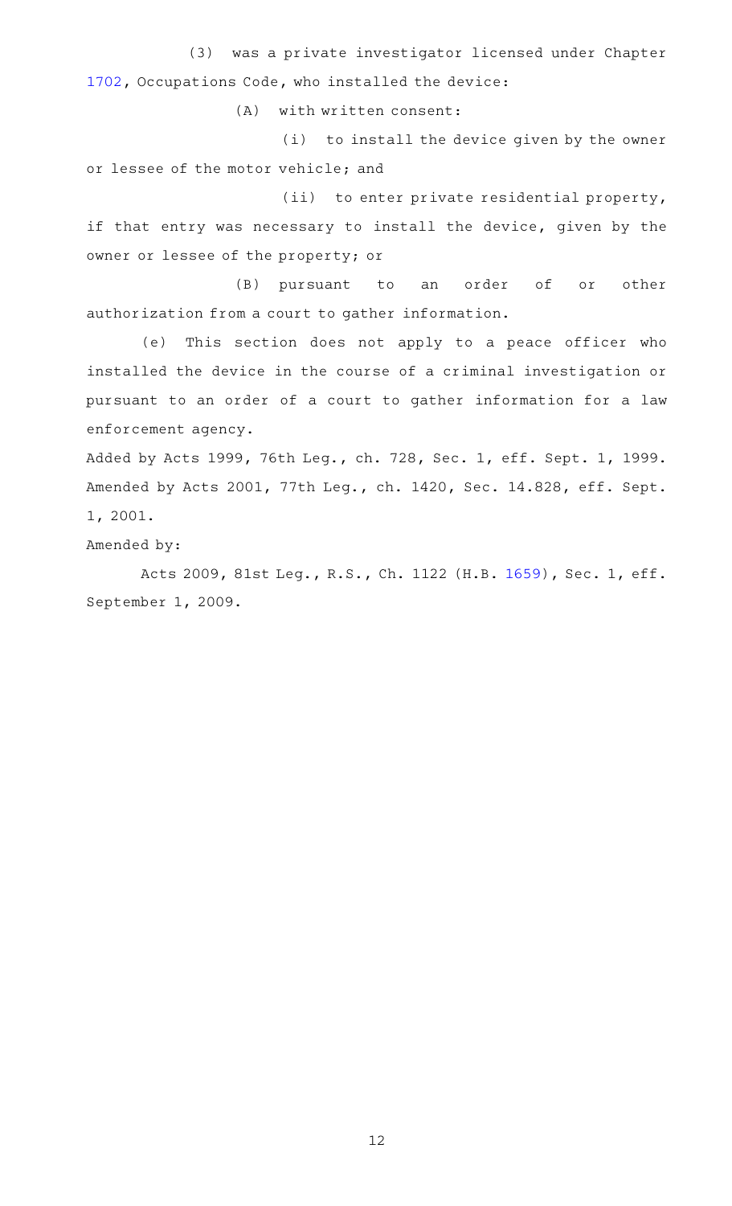(3) was a private investigator licensed under Chapter 1702, Occupations Code, who installed the device:

(A) with written consent:

(i) to install the device given by the owner or lessee of the motor vehicle; and

(ii) to enter private residential property, if that entry was necessary to install the device, given by the owner or lessee of the property; or

(B) pursuant to an order of or other authorization from a court to gather information.

(e) This section does not apply to a peace officer who installed the device in the course of a criminal investigation or pursuant to an order of a court to gather information for a law enforcement agency.

Added by Acts 1999, 76th Leg., ch. 728, Sec. 1, eff. Sept. 1, 1999. Amended by Acts 2001, 77th Leg., ch. 1420, Sec. 14.828, eff. Sept. 1, 2001.

Amended by:

Acts 2009, 81st Leg., R.S., Ch. 1122 (H.B. 1659), Sec. 1, eff. September 1, 2009.